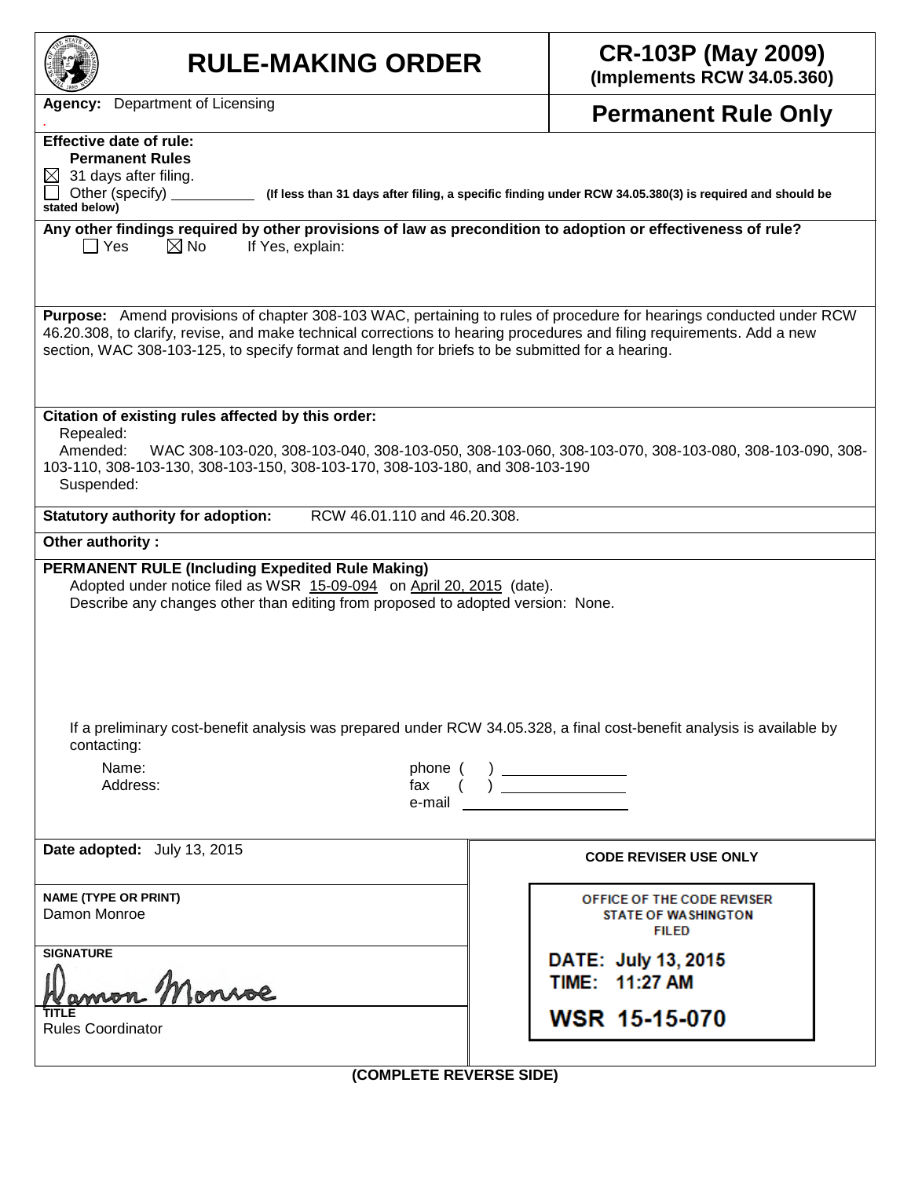# RULE-MAKING ORDER

**CR-103P (May 2009)**
**(Implements RCW 34.05.360)**

**Agency:** Department of Licensing

**Permanent Rule Only**

**Effective date of rule:**
**Permanent Rules**
☒ 31 days after filing.
☐ Other (specify) ________ **(If less than 31 days after filing, a specific finding under RCW 34.05.380(3) is required and should be stated below)**

**Any other findings required by other provisions of law as precondition to adoption or effectiveness of rule?**
☐ Yes ☒ No If Yes, explain:

**Purpose:** Amend provisions of chapter 308-103 WAC, pertaining to rules of procedure for hearings conducted under RCW 46.20.308, to clarify, revise, and make technical corrections to hearing procedures and filing requirements. Add a new section, WAC 308-103-125, to specify format and length for briefs to be submitted for a hearing.

**Citation of existing rules affected by this order:**
Repealed:
Amended: WAC 308-103-020, 308-103-040, 308-103-050, 308-103-060, 308-103-070, 308-103-080, 308-103-090, 308-103-110, 308-103-130, 308-103-150, 308-103-170, 308-103-180, and 308-103-190
Suspended:

**Statutory authority for adoption:** RCW 46.01.110 and 46.20.308.

**Other authority :**

**PERMANENT RULE (Including Expedited Rule Making)**
Adopted under notice filed as WSR 15-09-094 on April 20, 2015 (date).
Describe any changes other than editing from proposed to adopted version: None.

If a preliminary cost-benefit analysis was prepared under RCW 34.05.328, a final cost-benefit analysis is available by contacting:

Name: phone ( ) ________
Address: fax ( ) ________
e-mail ________

**Date adopted:** July 13, 2015

**NAME (TYPE OR PRINT)**
Damon Monroe

**SIGNATURE**
Damon Monroe

**TITLE**
Rules Coordinator

**CODE REVISER USE ONLY**

OFFICE OF THE CODE REVISER
STATE OF WASHINGTON
FILED

DATE: July 13, 2015
TIME: 11:27 AM

WSR 15-15-070

**(COMPLETE REVERSE SIDE)**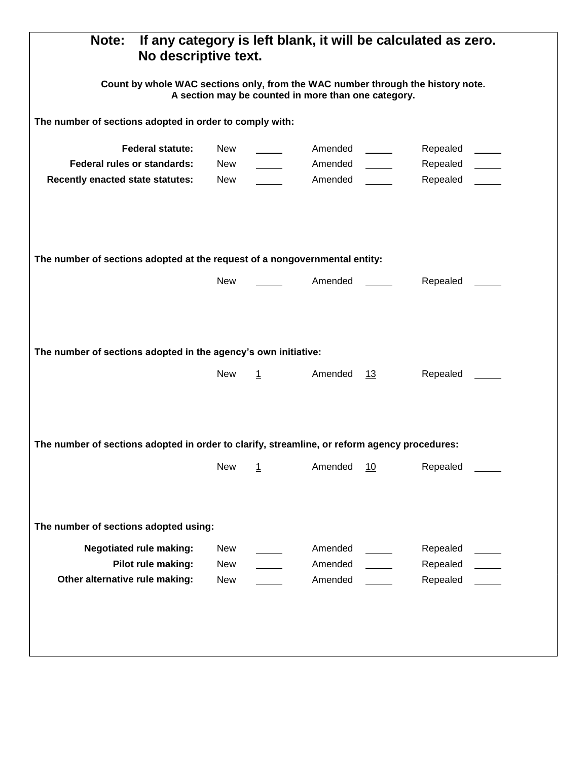**Note: If any category is left blank, it will be calculated as zero. No descriptive text.**

**Count by whole WAC sections only, from the WAC number through the history note. A section may be counted in more than one category.**

**The number of sections adopted in order to comply with:**

| | | | | | | |
|---|---|---|---|---|---|---|
| **Federal statute:** | New | | Amended | | Repealed | |
| **Federal rules or standards:** | New | | Amended | | Repealed | |
| **Recently enacted state statutes:** | New | | Amended | | Repealed | |

**The number of sections adopted at the request of a nongovernmental entity:**

| | | | | | |
|---|---|---|---|---|---|
| New | | Amended | | Repealed | |

**The number of sections adopted in the agency's own initiative:**

| | | | | | |
|---|---|---|---|---|---|
| New | 1 | Amended | 13 | Repealed | |

**The number of sections adopted in order to clarify, streamline, or reform agency procedures:**

| | | | | | |
|---|---|---|---|---|---|
| New | 1 | Amended | 10 | Repealed | |

**The number of sections adopted using:**

| | | | | | | |
|---|---|---|---|---|---|---|
| **Negotiated rule making:** | New | | Amended | | Repealed | |
| **Pilot rule making:** | New | | Amended | | Repealed | |
| **Other alternative rule making:** | New | | Amended | | Repealed | |